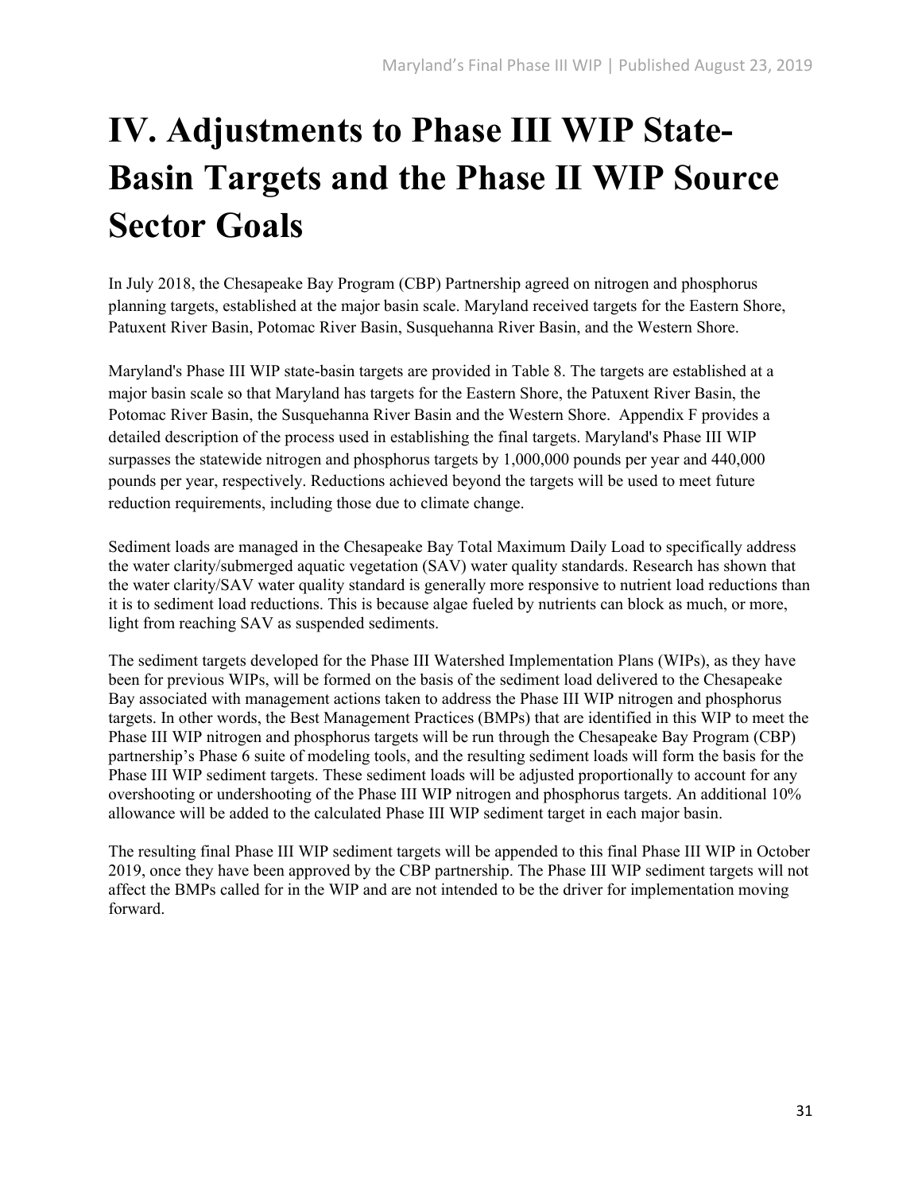# IV. Adjustments to Phase III WIP State-Basin Targets and the Phase II WIP Source Sector Goals

In July 2018, the Chesapeake Bay Program (CBP) Partnership agreed on nitrogen and phosphorus planning targets, established at the major basin scale. Maryland received targets for the Eastern Shore, Patuxent River Basin, Potomac River Basin, Susquehanna River Basin, and the Western Shore.

Maryland's Phase III WIP state-basin targets are provided in Table 8. The targets are established at a major basin scale so that Maryland has targets for the Eastern Shore, the Patuxent River Basin, the Potomac River Basin, the Susquehanna River Basin and the Western Shore. Appendix F provides a detailed description of the process used in establishing the final targets. Maryland's Phase III WIP surpasses the statewide nitrogen and phosphorus targets by 1,000,000 pounds per year and 440,000 pounds per year, respectively. Reductions achieved beyond the targets will be used to meet future reduction requirements, including those due to climate change.

Sediment loads are managed in the Chesapeake Bay Total Maximum Daily Load to specifically address the water clarity/submerged aquatic vegetation (SAV) water quality standards. Research has shown that the water clarity/SAV water quality standard is generally more responsive to nutrient load reductions than it is to sediment load reductions. This is because algae fueled by nutrients can block as much, or more, light from reaching SAV as suspended sediments.

The sediment targets developed for the Phase III Watershed Implementation Plans (WIPs), as they have been for previous WIPs, will be formed on the basis of the sediment load delivered to the Chesapeake Bay associated with management actions taken to address the Phase III WIP nitrogen and phosphorus targets. In other words, the Best Management Practices (BMPs) that are identified in this WIP to meet the Phase III WIP nitrogen and phosphorus targets will be run through the Chesapeake Bay Program (CBP) partnership's Phase 6 suite of modeling tools, and the resulting sediment loads will form the basis for the Phase III WIP sediment targets. These sediment loads will be adjusted proportionally to account for any overshooting or undershooting of the Phase III WIP nitrogen and phosphorus targets. An additional 10% allowance will be added to the calculated Phase III WIP sediment target in each major basin.

The resulting final Phase III WIP sediment targets will be appended to this final Phase III WIP in October 2019, once they have been approved by the CBP partnership. The Phase III WIP sediment targets will not affect the BMPs called for in the WIP and are not intended to be the driver for implementation moving forward.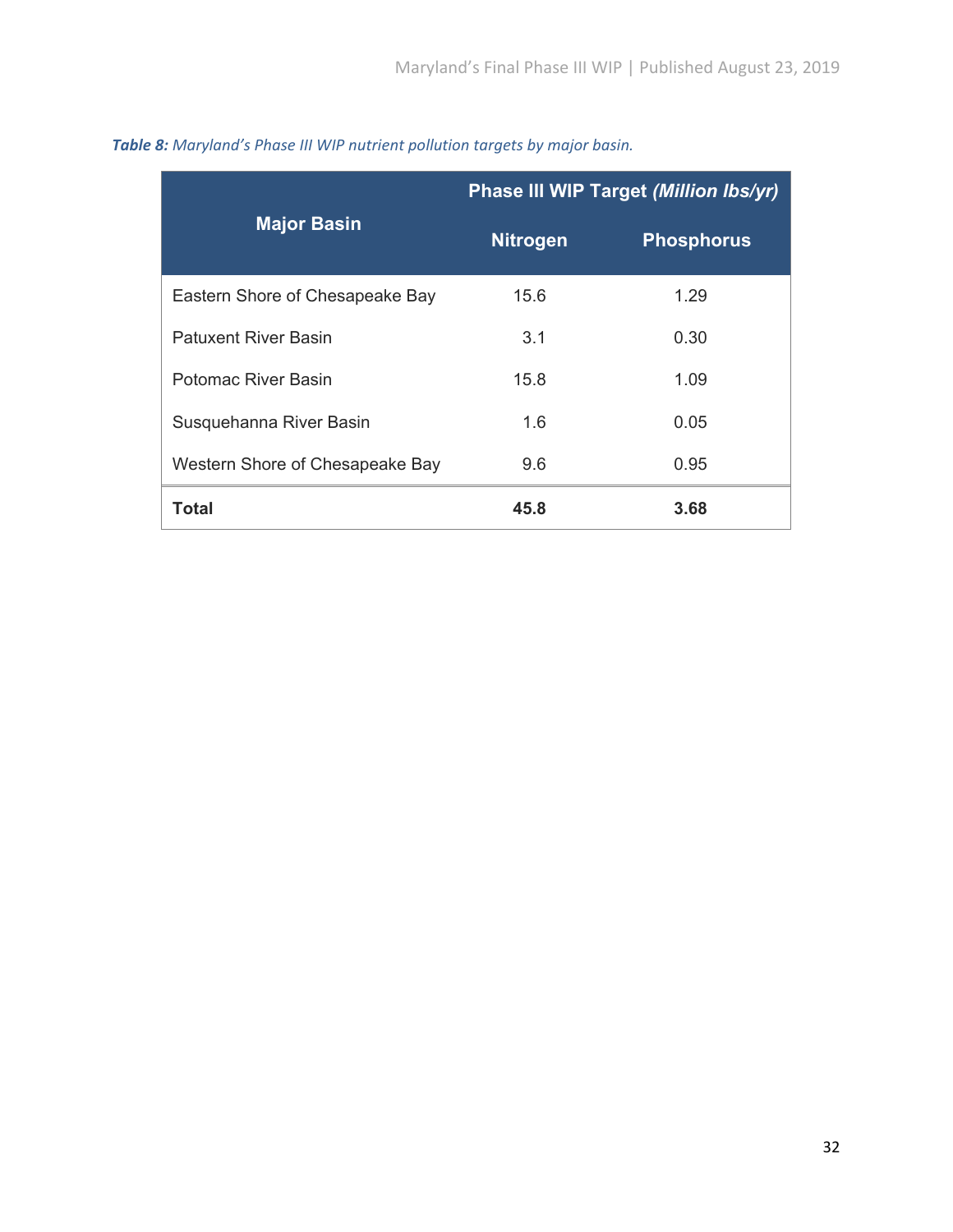***Table 8:*** *Maryland's Phase III WIP nutrient pollution targets by major basin.*

| Major Basin | Phase III WIP Target *(Million lbs/yr)* | |
|---|---|---|
| | Nitrogen | Phosphorus |
| Eastern Shore of Chesapeake Bay | 15.6 | 1.29 |
| Patuxent River Basin | 3.1 | 0.30 |
| Potomac River Basin | 15.8 | 1.09 |
| Susquehanna River Basin | 1.6 | 0.05 |
| Western Shore of Chesapeake Bay | 9.6 | 0.95 |
| **Total** | **45.8** | **3.68** |